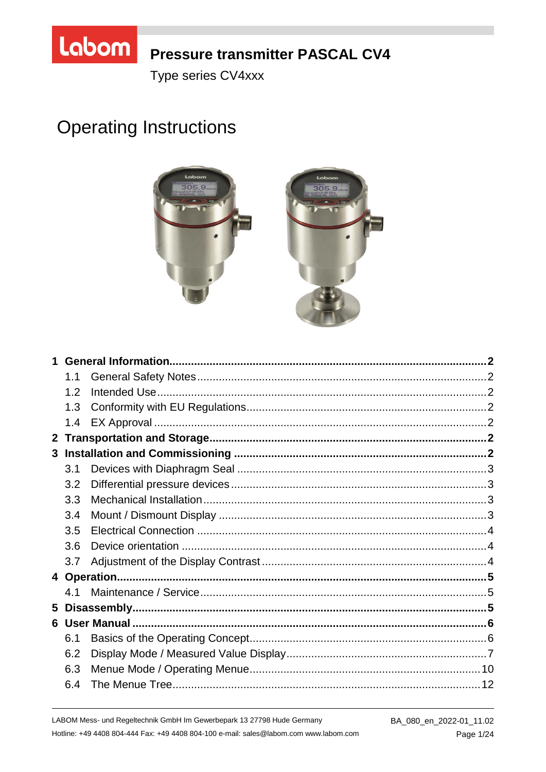# Pressure transmitter PASCAL CV4

Type series CV4xxx

# Operating Instructions

| | | |
|---|---|---|
| **1** | **General Information** | **2** |
| 1.1 | General Safety Notes | 2 |
| 1.2 | Intended Use | 2 |
| 1.3 | Conformity with EU Regulations | 2 |
| 1.4 | EX Approval | 2 |
| **2** | **Transportation and Storage** | **2** |
| **3** | **Installation and Commissioning** | **2** |
| 3.1 | Devices with Diaphragm Seal | 3 |
| 3.2 | Differential pressure devices | 3 |
| 3.3 | Mechanical Installation | 3 |
| 3.4 | Mount / Dismount Display | 3 |
| 3.5 | Electrical Connection | 4 |
| 3.6 | Device orientation | 4 |
| 3.7 | Adjustment of the Display Contrast | 4 |
| **4** | **Operation** | **5** |
| 4.1 | Maintenance / Service | 5 |
| **5** | **Disassembly** | **5** |
| **6** | **User Manual** | **6** |
| 6.1 | Basics of the Operating Concept | 6 |
| 6.2 | Display Mode / Measured Value Display | 7 |
| 6.3 | Menue Mode / Operating Menue | 10 |
| 6.4 | The Menue Tree | 12 |

LABOM Mess- und Regeltechnik GmbH Im Gewerbepark 13 27798 Hude Germany
Hotline: +49 4408 804-444 Fax: +49 4408 804-100 e-mail: sales@labom.com www.labom.com

BA_080_en_2022-01_11.02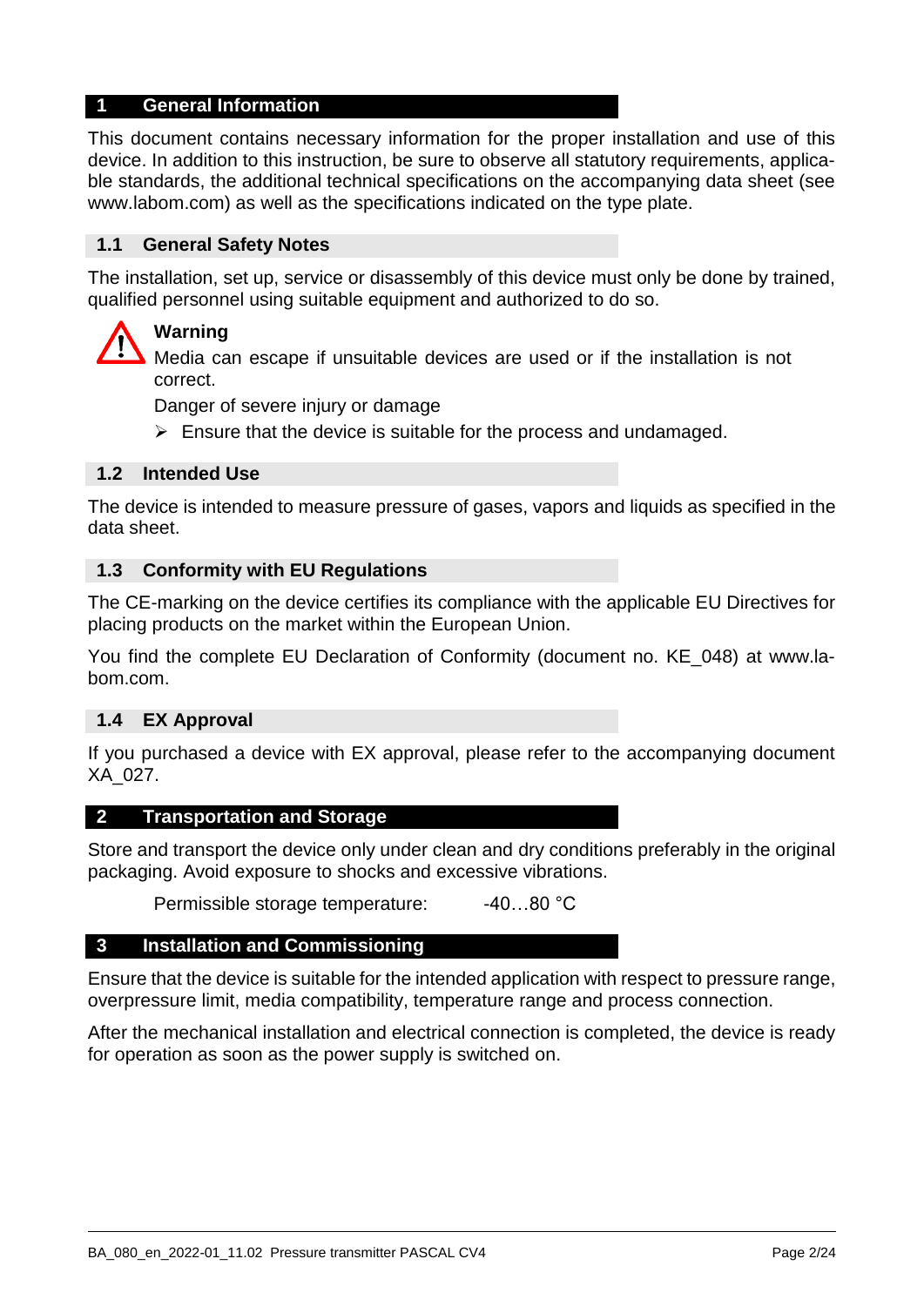# 1 General Information

This document contains necessary information for the proper installation and use of this device. In addition to this instruction, be sure to observe all statutory requirements, applicable standards, the additional technical specifications on the accompanying data sheet (see www.labom.com) as well as the specifications indicated on the type plate.

## 1.1 General Safety Notes

The installation, set up, service or disassembly of this device must only be done by trained, qualified personnel using suitable equipment and authorized to do so.

**Warning**

Media can escape if unsuitable devices are used or if the installation is not correct.

Danger of severe injury or damage

- Ensure that the device is suitable for the process and undamaged.

## 1.2 Intended Use

The device is intended to measure pressure of gases, vapors and liquids as specified in the data sheet.

## 1.3 Conformity with EU Regulations

The CE-marking on the device certifies its compliance with the applicable EU Directives for placing products on the market within the European Union.

You find the complete EU Declaration of Conformity (document no. KE_048) at www.labom.com.

## 1.4 EX Approval

If you purchased a device with EX approval, please refer to the accompanying document XA_027.

# 2 Transportation and Storage

Store and transport the device only under clean and dry conditions preferably in the original packaging. Avoid exposure to shocks and excessive vibrations.

Permissible storage temperature: -40…80 °C

# 3 Installation and Commissioning

Ensure that the device is suitable for the intended application with respect to pressure range, overpressure limit, media compatibility, temperature range and process connection.

After the mechanical installation and electrical connection is completed, the device is ready for operation as soon as the power supply is switched on.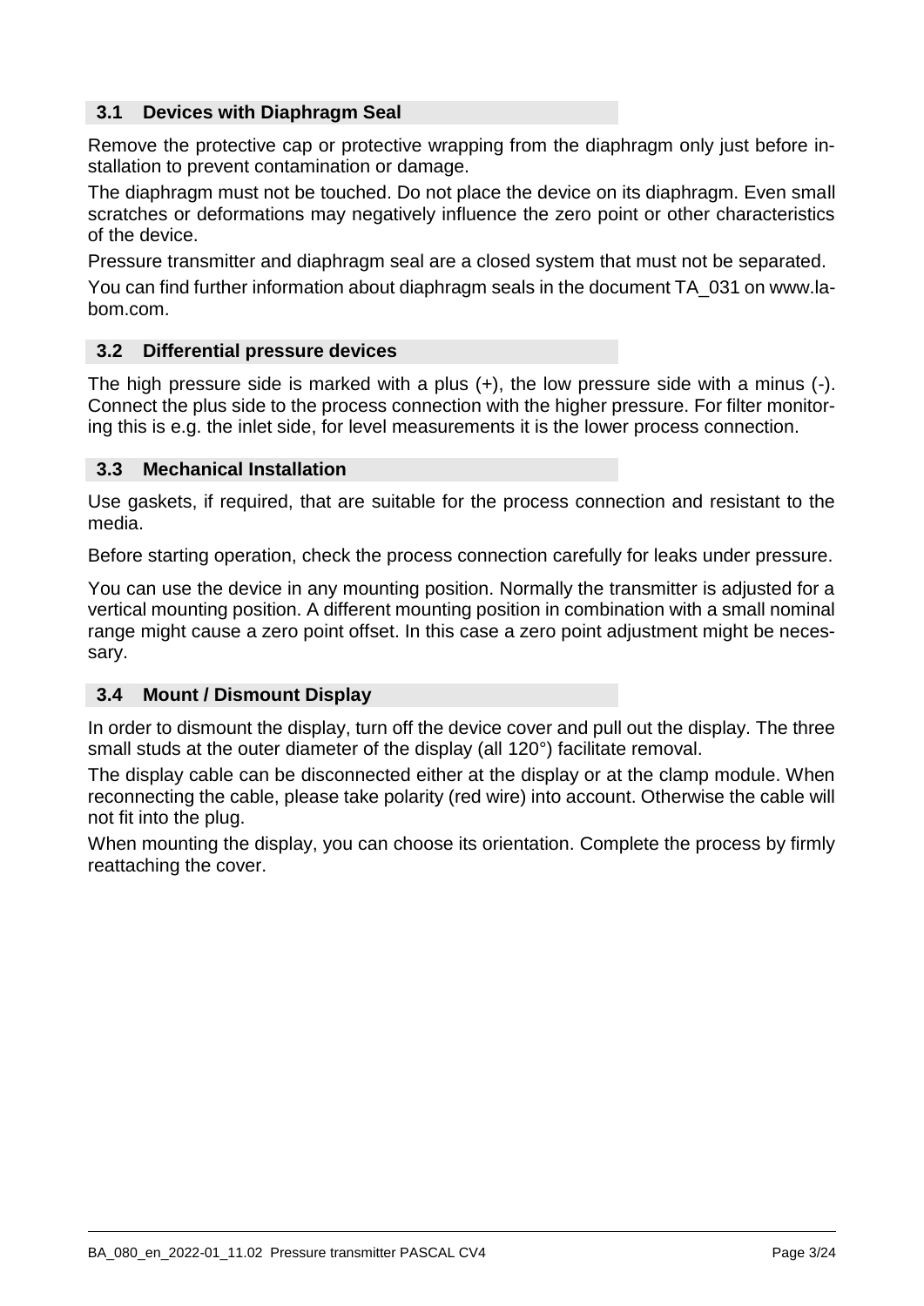### 3.1 Devices with Diaphragm Seal

Remove the protective cap or protective wrapping from the diaphragm only just before installation to prevent contamination or damage.

The diaphragm must not be touched. Do not place the device on its diaphragm. Even small scratches or deformations may negatively influence the zero point or other characteristics of the device.

Pressure transmitter and diaphragm seal are a closed system that must not be separated.

You can find further information about diaphragm seals in the document TA_031 on www.labom.com.

### 3.2 Differential pressure devices

The high pressure side is marked with a plus (+), the low pressure side with a minus (-). Connect the plus side to the process connection with the higher pressure. For filter monitoring this is e.g. the inlet side, for level measurements it is the lower process connection.

### 3.3 Mechanical Installation

Use gaskets, if required, that are suitable for the process connection and resistant to the media.

Before starting operation, check the process connection carefully for leaks under pressure.

You can use the device in any mounting position. Normally the transmitter is adjusted for a vertical mounting position. A different mounting position in combination with a small nominal range might cause a zero point offset. In this case a zero point adjustment might be necessary.

### 3.4 Mount / Dismount Display

In order to dismount the display, turn off the device cover and pull out the display. The three small studs at the outer diameter of the display (all 120°) facilitate removal.

The display cable can be disconnected either at the display or at the clamp module. When reconnecting the cable, please take polarity (red wire) into account. Otherwise the cable will not fit into the plug.

When mounting the display, you can choose its orientation. Complete the process by firmly reattaching the cover.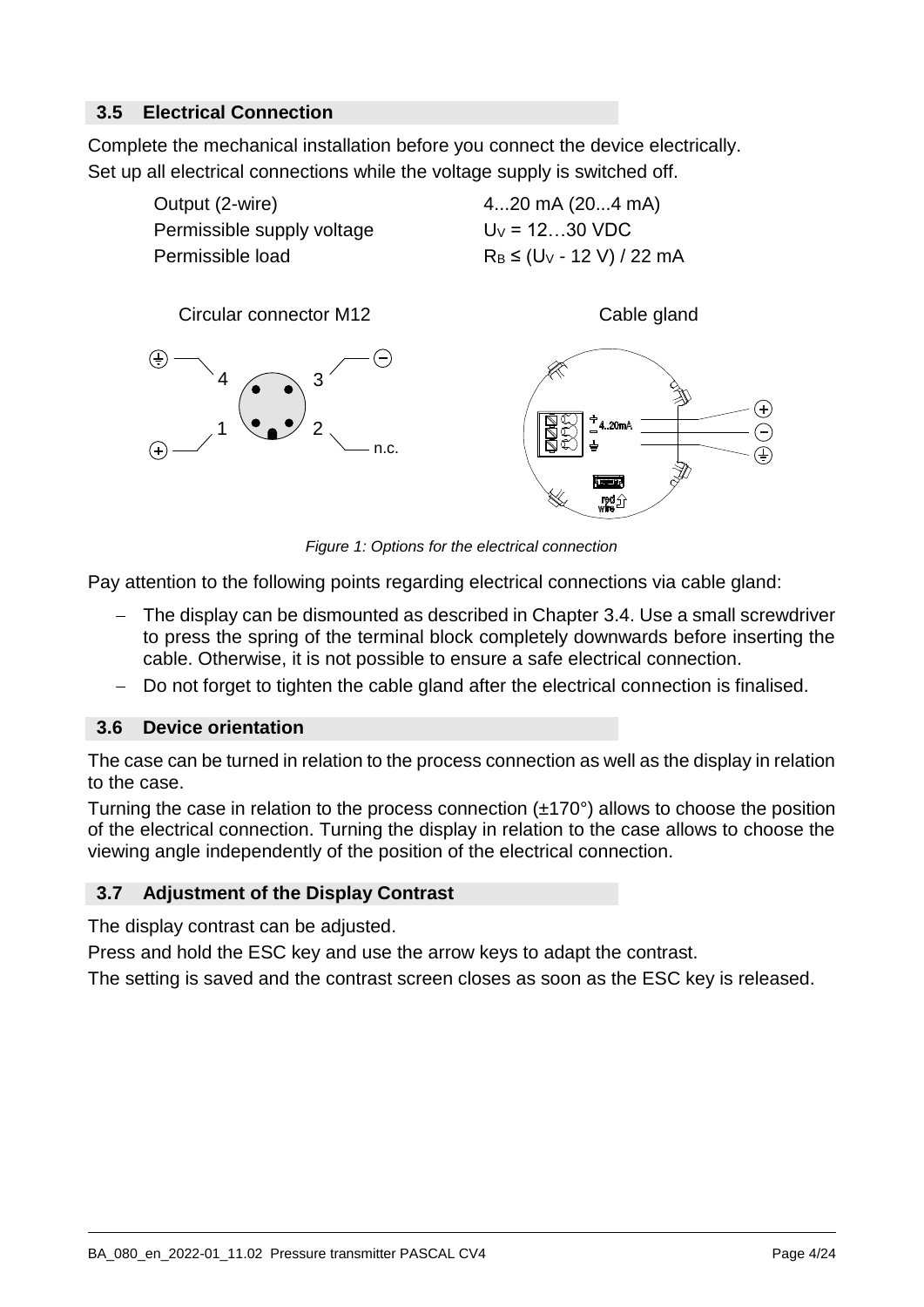## 3.5 Electrical Connection

Complete the mechanical installation before you connect the device electrically.
Set up all electrical connections while the voltage supply is switched off.

| | |
|---|---|
| Output (2-wire) | 4...20 mA (20...4 mA) |
| Permissible supply voltage | $U_V$ = 12…30 VDC |
| Permissible load | $R_B \leq (U_V - 12\text{ V}) / 22\text{ mA}$ |

Circular connector M12 — Cable gland

*Figure 1: Options for the electrical connection*

Pay attention to the following points regarding electrical connections via cable gland:

- The display can be dismounted as described in Chapter 3.4. Use a small screwdriver to press the spring of the terminal block completely downwards before inserting the cable. Otherwise, it is not possible to ensure a safe electrical connection.
- Do not forget to tighten the cable gland after the electrical connection is finalised.

## 3.6 Device orientation

The case can be turned in relation to the process connection as well as the display in relation to the case.

Turning the case in relation to the process connection (±170°) allows to choose the position of the electrical connection. Turning the display in relation to the case allows to choose the viewing angle independently of the position of the electrical connection.

## 3.7 Adjustment of the Display Contrast

The display contrast can be adjusted.

Press and hold the ESC key and use the arrow keys to adapt the contrast.

The setting is saved and the contrast screen closes as soon as the ESC key is released.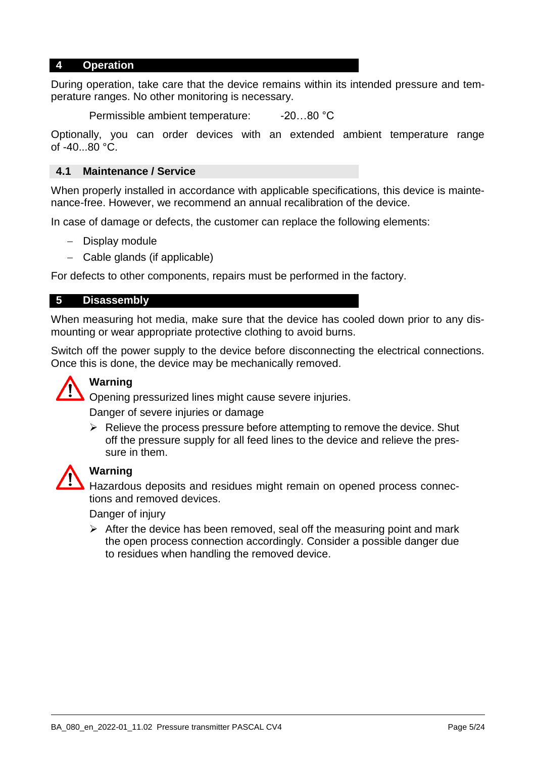## 4 Operation

During operation, take care that the device remains within its intended pressure and temperature ranges. No other monitoring is necessary.

Permissible ambient temperature: -20…80 °C

Optionally, you can order devices with an extended ambient temperature range of -40...80 °C.

### 4.1 Maintenance / Service

When properly installed in accordance with applicable specifications, this device is maintenance-free. However, we recommend an annual recalibration of the device.

In case of damage or defects, the customer can replace the following elements:

- Display module
- Cable glands (if applicable)

For defects to other components, repairs must be performed in the factory.

## 5 Disassembly

When measuring hot media, make sure that the device has cooled down prior to any dismounting or wear appropriate protective clothing to avoid burns.

Switch off the power supply to the device before disconnecting the electrical connections. Once this is done, the device may be mechanically removed.

**Warning**

Opening pressurized lines might cause severe injuries.

Danger of severe injuries or damage

- Relieve the process pressure before attempting to remove the device. Shut off the pressure supply for all feed lines to the device and relieve the pressure in them.

**Warning**

Hazardous deposits and residues might remain on opened process connections and removed devices.

Danger of injury

- After the device has been removed, seal off the measuring point and mark the open process connection accordingly. Consider a possible danger due to residues when handling the removed device.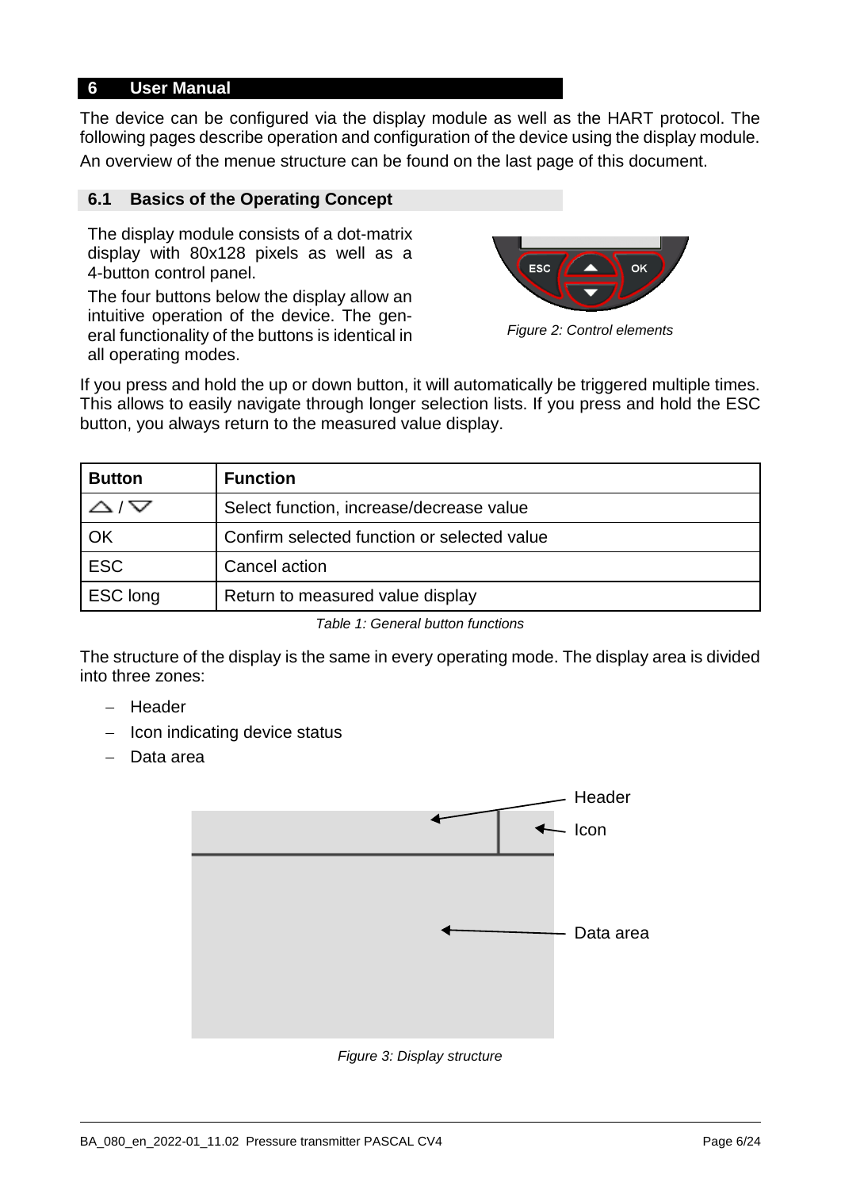# 6 User Manual

The device can be configured via the display module as well as the HART protocol. The following pages describe operation and configuration of the device using the display module.

An overview of the menue structure can be found on the last page of this document.

## 6.1 Basics of the Operating Concept

The display module consists of a dot-matrix display with 80x128 pixels as well as a 4-button control panel.

The four buttons below the display allow an intuitive operation of the device. The general functionality of the buttons is identical in all operating modes.

*Figure 2: Control elements*

If you press and hold the up or down button, it will automatically be triggered multiple times. This allows to easily navigate through longer selection lists. If you press and hold the ESC button, you always return to the measured value display.

| Button | Function |
| --- | --- |
| △ / ▽ | Select function, increase/decrease value |
| OK | Confirm selected function or selected value |
| ESC | Cancel action |
| ESC long | Return to measured value display |

*Table 1: General button functions*

The structure of the display is the same in every operating mode. The display area is divided into three zones:

- Header
- Icon indicating device status
- Data area

Header

Icon

Data area

*Figure 3: Display structure*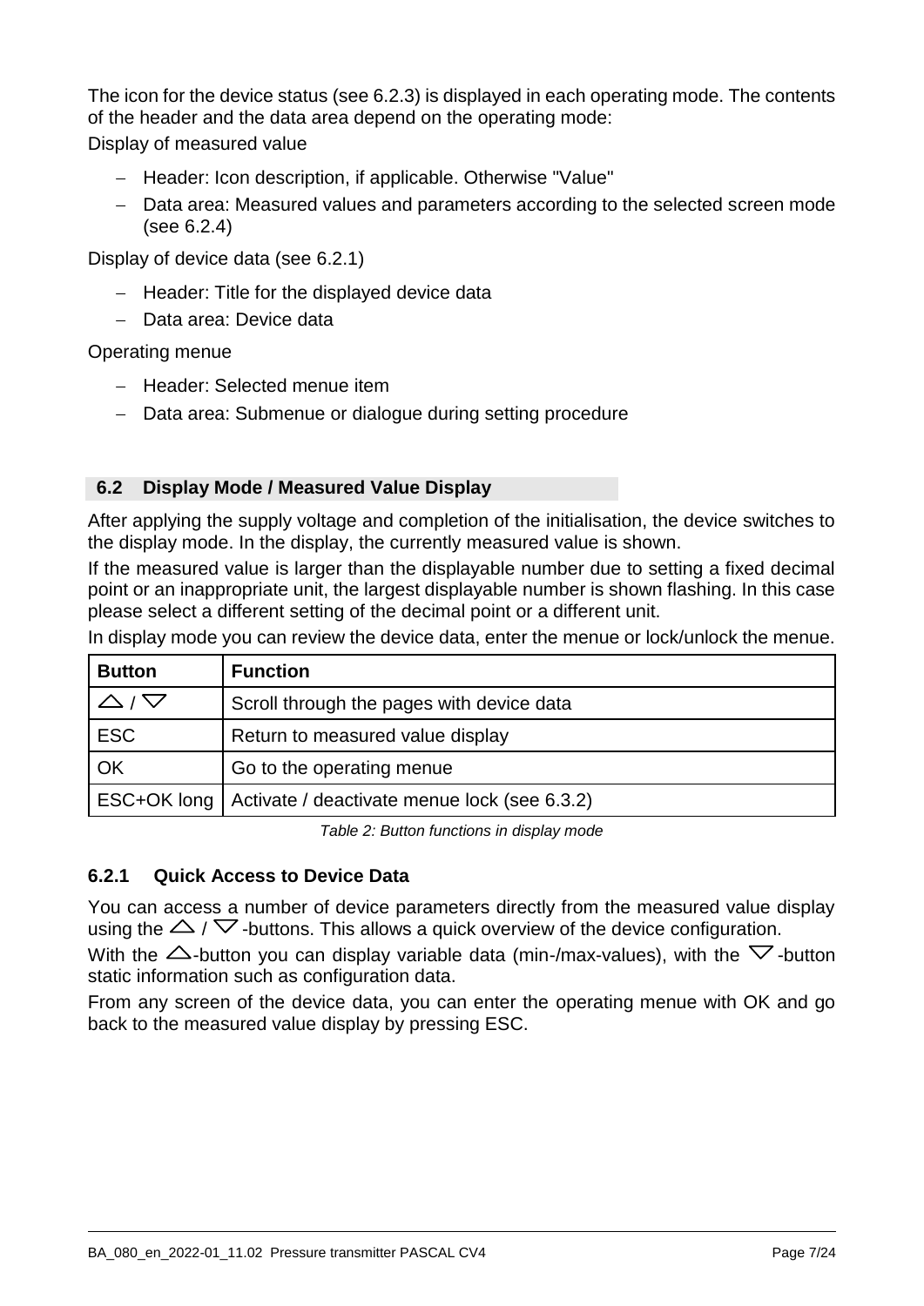The icon for the device status (see 6.2.3) is displayed in each operating mode. The contents of the header and the data area depend on the operating mode:

Display of measured value

- Header: Icon description, if applicable. Otherwise "Value"
- Data area: Measured values and parameters according to the selected screen mode (see 6.2.4)

Display of device data (see 6.2.1)

- Header: Title for the displayed device data
- Data area: Device data

Operating menue

- Header: Selected menue item
- Data area: Submenue or dialogue during setting procedure

## 6.2 Display Mode / Measured Value Display

After applying the supply voltage and completion of the initialisation, the device switches to the display mode. In the display, the currently measured value is shown.

If the measured value is larger than the displayable number due to setting a fixed decimal point or an inappropriate unit, the largest displayable number is shown flashing. In this case please select a different setting of the decimal point or a different unit.

In display mode you can review the device data, enter the menue or lock/unlock the menue.

| Button | Function |
|---|---|
| △ / ▽ | Scroll through the pages with device data |
| ESC | Return to measured value display |
| OK | Go to the operating menue |
| ESC+OK long | Activate / deactivate menue lock (see 6.3.2) |

*Table 2: Button functions in display mode*

### 6.2.1 Quick Access to Device Data

You can access a number of device parameters directly from the measured value display using the △ / ▽ -buttons. This allows a quick overview of the device configuration.

With the △-button you can display variable data (min-/max-values), with the ▽-button static information such as configuration data.

From any screen of the device data, you can enter the operating menue with OK and go back to the measured value display by pressing ESC.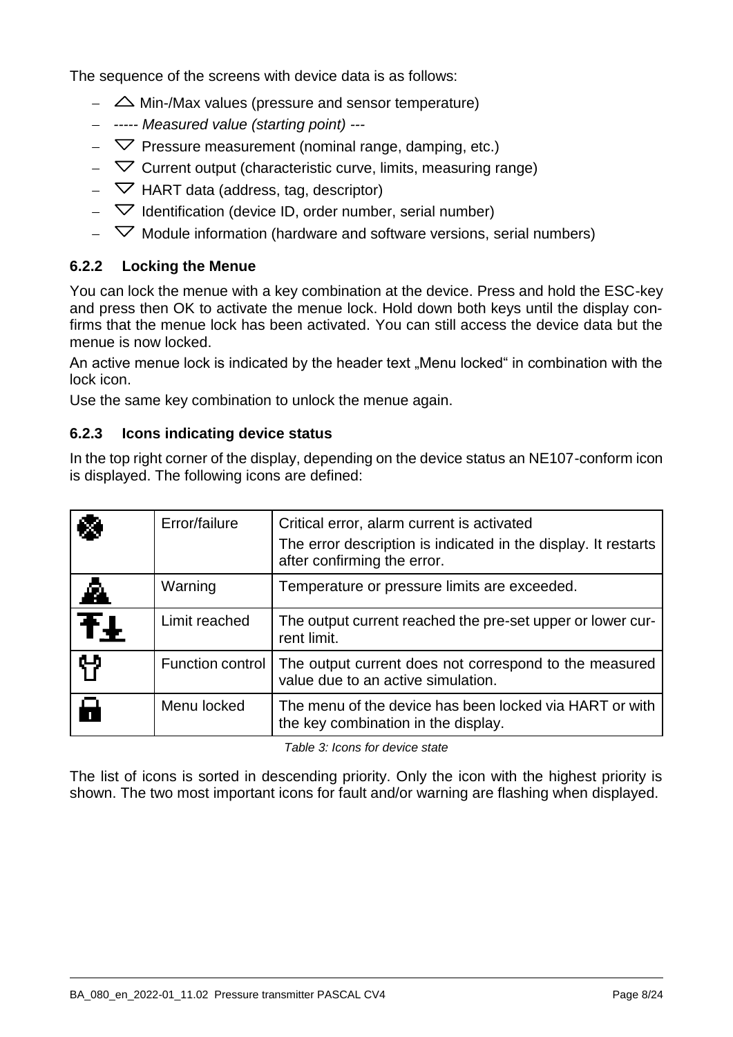The sequence of the screens with device data is as follows:

- △ Min-/Max values (pressure and sensor temperature)
- *----- Measured value (starting point) ---*
- ▽ Pressure measurement (nominal range, damping, etc.)
- ▽ Current output (characteristic curve, limits, measuring range)
- ▽ HART data (address, tag, descriptor)
- ▽ Identification (device ID, order number, serial number)
- ▽ Module information (hardware and software versions, serial numbers)

### 6.2.2 Locking the Menue

You can lock the menue with a key combination at the device. Press and hold the ESC-key and press then OK to activate the menue lock. Hold down both keys until the display confirms that the menue lock has been activated. You can still access the device data but the menue is now locked.

An active menue lock is indicated by the header text „Menu locked" in combination with the lock icon.

Use the same key combination to unlock the menue again.

### 6.2.3 Icons indicating device status

In the top right corner of the display, depending on the device status an NE107-conform icon is displayed. The following icons are defined:

| | | |
|---|---|---|
| | Error/failure | Critical error, alarm current is activated<br>The error description is indicated in the display. It restarts after confirming the error. |
| | Warning | Temperature or pressure limits are exceeded. |
| | Limit reached | The output current reached the pre-set upper or lower current limit. |
| | Function control | The output current does not correspond to the measured value due to an active simulation. |
| | Menu locked | The menu of the device has been locked via HART or with the key combination in the display. |

*Table 3: Icons for device state*

The list of icons is sorted in descending priority. Only the icon with the highest priority is shown. The two most important icons for fault and/or warning are flashing when displayed.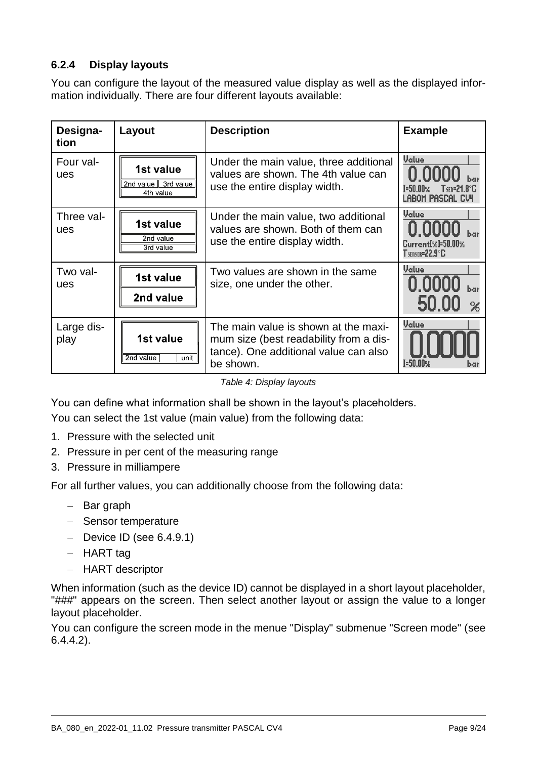### 6.2.4 Display layouts

You can configure the layout of the measured value display as well as the displayed information individually. There are four different layouts available:

| Designation | Layout | Description | Example |
|---|---|---|---|
| Four values | 1st value / 2nd value, 3rd value / 4th value | Under the main value, three additional values are shown. The 4th value can use the entire display width. | Value 0.0000 bar I=50.00% TSEN=21.8°C LABOM PASCAL CV4 |
| Three values | 1st value / 2nd value / 3rd value | Under the main value, two additional values are shown. Both of them can use the entire display width. | Value 0.0000 bar Current[%]=50.00% TSENSOR=22.9°C |
| Two values | 1st value / 2nd value | Two values are shown in the same size, one under the other. | Value 0.0000 bar 50.00 % |
| Large display | 1st value / 2nd value, unit | The main value is shown at the maximum size (best readability from a distance). One additional value can also be shown. | Value 0.0000 I=50.00% bar |

*Table 4: Display layouts*

You can define what information shall be shown in the layout's placeholders.

You can select the 1st value (main value) from the following data:

1. Pressure with the selected unit
2. Pressure in per cent of the measuring range
3. Pressure in milliampere

For all further values, you can additionally choose from the following data:

- Bar graph
- Sensor temperature
- Device ID (see 6.4.9.1)
- HART tag
- HART descriptor

When information (such as the device ID) cannot be displayed in a short layout placeholder, "###" appears on the screen. Then select another layout or assign the value to a longer layout placeholder.

You can configure the screen mode in the menue "Display" submenue "Screen mode" (see 6.4.4.2).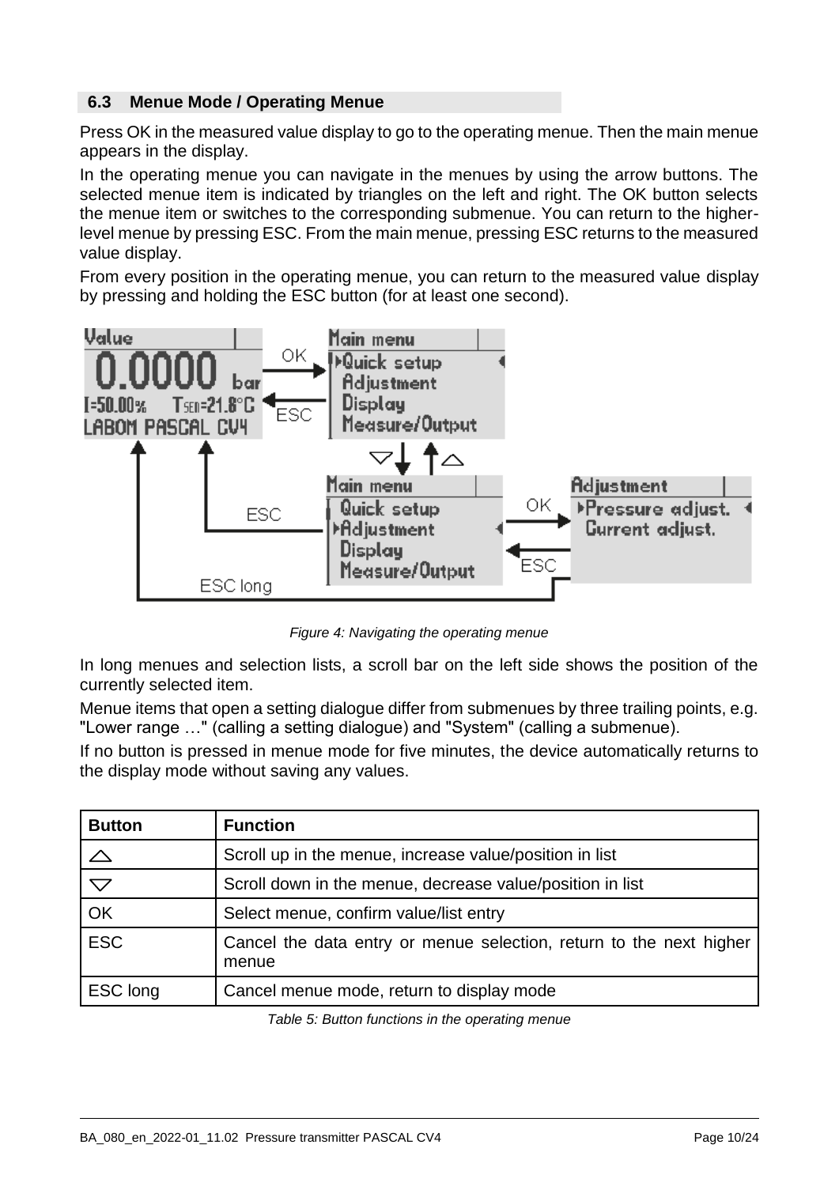## 6.3 Menue Mode / Operating Menue

Press OK in the measured value display to go to the operating menue. Then the main menue appears in the display.

In the operating menue you can navigate in the menues by using the arrow buttons. The selected menue item is indicated by triangles on the left and right. The OK button selects the menue item or switches to the corresponding submenue. You can return to the higher-level menue by pressing ESC. From the main menue, pressing ESC returns to the measured value display.

From every position in the operating menue, you can return to the measured value display by pressing and holding the ESC button (for at least one second).

*Figure 4: Navigating the operating menue*

In long menues and selection lists, a scroll bar on the left side shows the position of the currently selected item.

Menue items that open a setting dialogue differ from submenues by three trailing points, e.g. "Lower range …" (calling a setting dialogue) and "System" (calling a submenue).

If no button is pressed in menue mode for five minutes, the device automatically returns to the display mode without saving any values.

| Button | Function |
|---|---|
| △ | Scroll up in the menue, increase value/position in list |
| ▽ | Scroll down in the menue, decrease value/position in list |
| OK | Select menue, confirm value/list entry |
| ESC | Cancel the data entry or menue selection, return to the next higher menue |
| ESC long | Cancel menue mode, return to display mode |

*Table 5: Button functions in the operating menue*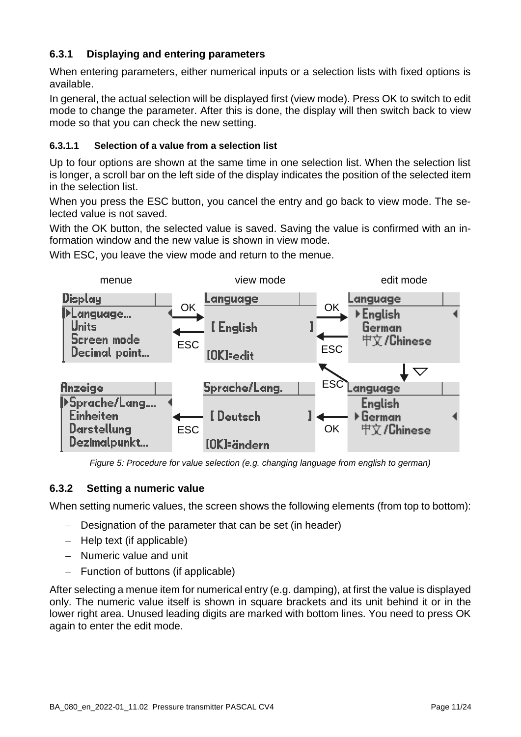### 6.3.1 Displaying and entering parameters

When entering parameters, either numerical inputs or a selection lists with fixed options is available.

In general, the actual selection will be displayed first (view mode). Press OK to switch to edit mode to change the parameter. After this is done, the display will then switch back to view mode so that you can check the new setting.

#### 6.3.1.1 Selection of a value from a selection list

Up to four options are shown at the same time in one selection list. When the selection list is longer, a scroll bar on the left side of the display indicates the position of the selected item in the selection list.

When you press the ESC button, you cancel the entry and go back to view mode. The selected value is not saved.

With the OK button, the selected value is saved. Saving the value is confirmed with an information window and the new value is shown in view mode.

With ESC, you leave the view mode and return to the menue.

*Figure 5: Procedure for value selection (e.g. changing language from english to german)*

### 6.3.2 Setting a numeric value

When setting numeric values, the screen shows the following elements (from top to bottom):

- Designation of the parameter that can be set (in header)
- Help text (if applicable)
- Numeric value and unit
- Function of buttons (if applicable)

After selecting a menue item for numerical entry (e.g. damping), at first the value is displayed only. The numeric value itself is shown in square brackets and its unit behind it or in the lower right area. Unused leading digits are marked with bottom lines. You need to press OK again to enter the edit mode.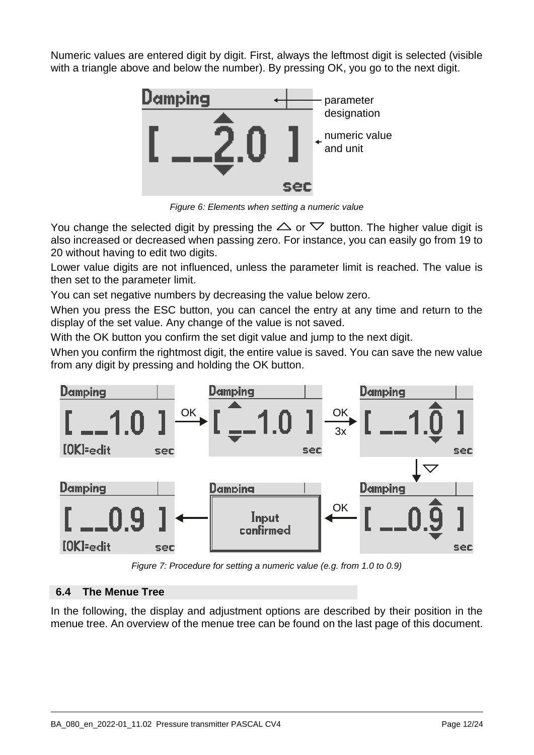Numeric values are entered digit by digit. First, always the leftmost digit is selected (visible with a triangle above and below the number). By pressing OK, you go to the next digit.

*Figure 6: Elements when setting a numeric value*

You change the selected digit by pressing the △ or ▽ button. The higher value digit is also increased or decreased when passing zero. For instance, you can easily go from 19 to 20 without having to edit two digits.

Lower value digits are not influenced, unless the parameter limit is reached. The value is then set to the parameter limit.

You can set negative numbers by decreasing the value below zero.

When you press the ESC button, you can cancel the entry at any time and return to the display of the set value. Any change of the value is not saved.

With the OK button you confirm the set digit value and jump to the next digit.

When you confirm the rightmost digit, the entire value is saved. You can save the new value from any digit by pressing and holding the OK button.

*Figure 7: Procedure for setting a numeric value (e.g. from 1.0 to 0.9)*

## 6.4 The Menue Tree

In the following, the display and adjustment options are described by their position in the menue tree. An overview of the menue tree can be found on the last page of this document.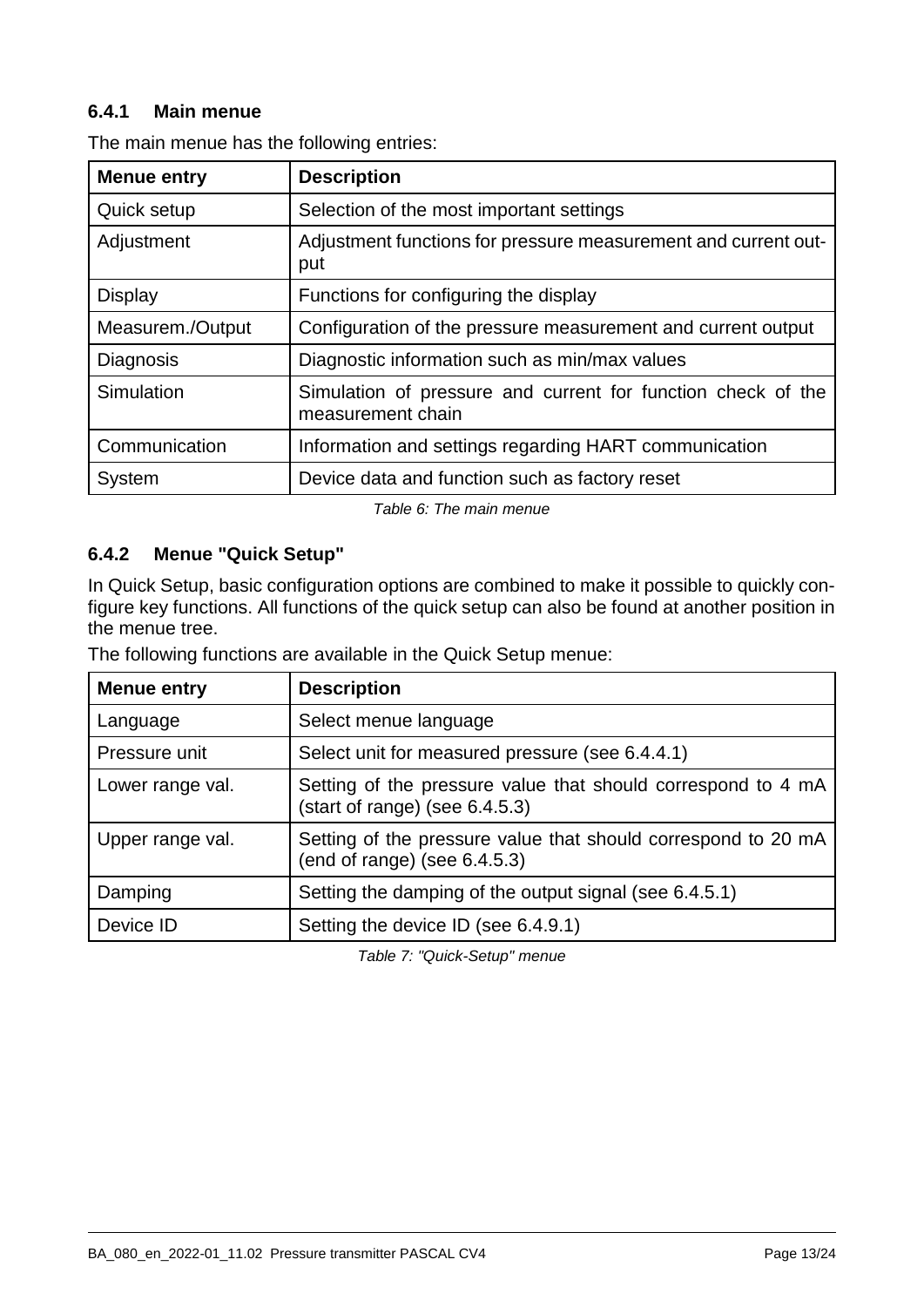### 6.4.1 Main menue

The main menue has the following entries:

| Menue entry | Description |
|---|---|
| Quick setup | Selection of the most important settings |
| Adjustment | Adjustment functions for pressure measurement and current output |
| Display | Functions for configuring the display |
| Measurem./Output | Configuration of the pressure measurement and current output |
| Diagnosis | Diagnostic information such as min/max values |
| Simulation | Simulation of pressure and current for function check of the measurement chain |
| Communication | Information and settings regarding HART communication |
| System | Device data and function such as factory reset |

*Table 6: The main menue*

### 6.4.2 Menue "Quick Setup"

In Quick Setup, basic configuration options are combined to make it possible to quickly configure key functions. All functions of the quick setup can also be found at another position in the menue tree.

The following functions are available in the Quick Setup menue:

| Menue entry | Description |
|---|---|
| Language | Select menue language |
| Pressure unit | Select unit for measured pressure (see 6.4.4.1) |
| Lower range val. | Setting of the pressure value that should correspond to 4 mA (start of range) (see 6.4.5.3) |
| Upper range val. | Setting of the pressure value that should correspond to 20 mA (end of range) (see 6.4.5.3) |
| Damping | Setting the damping of the output signal (see 6.4.5.1) |
| Device ID | Setting the device ID (see 6.4.9.1) |

*Table 7: "Quick-Setup" menue*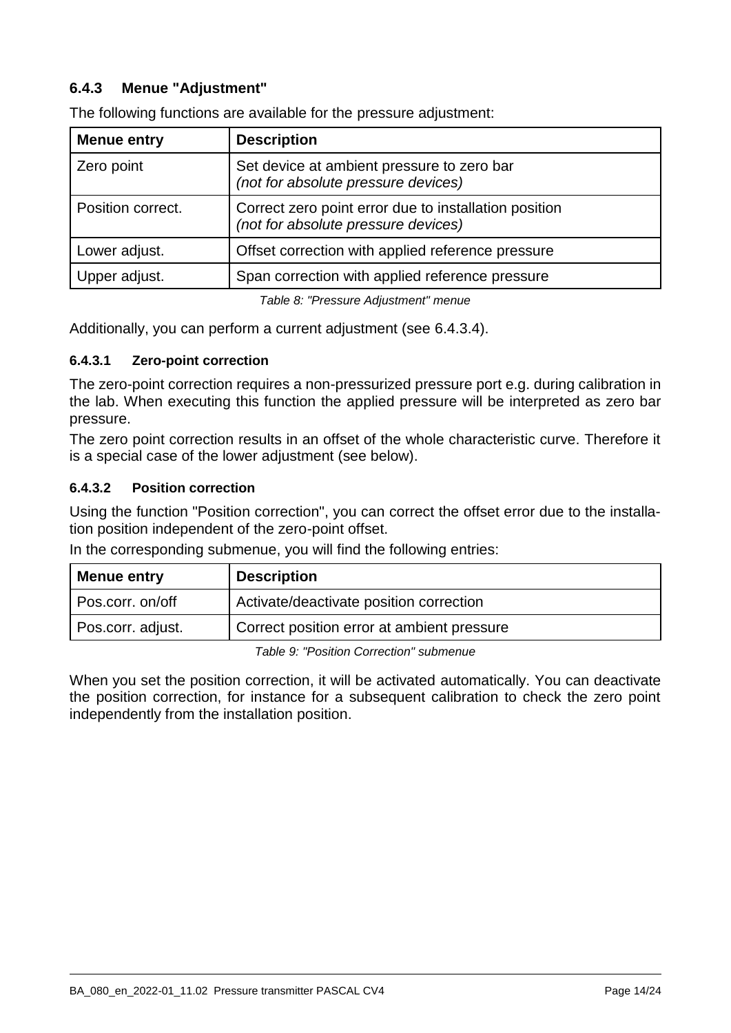### 6.4.3 Menue "Adjustment"

The following functions are available for the pressure adjustment:

| Menue entry | Description |
|---|---|
| Zero point | Set device at ambient pressure to zero bar *(not for absolute pressure devices)* |
| Position correct. | Correct zero point error due to installation position *(not for absolute pressure devices)* |
| Lower adjust. | Offset correction with applied reference pressure |
| Upper adjust. | Span correction with applied reference pressure |

*Table 8: "Pressure Adjustment" menue*

Additionally, you can perform a current adjustment (see 6.4.3.4).

#### 6.4.3.1 Zero-point correction

The zero-point correction requires a non-pressurized pressure port e.g. during calibration in the lab. When executing this function the applied pressure will be interpreted as zero bar pressure.

The zero point correction results in an offset of the whole characteristic curve. Therefore it is a special case of the lower adjustment (see below).

#### 6.4.3.2 Position correction

Using the function "Position correction", you can correct the offset error due to the installation position independent of the zero-point offset.

In the corresponding submenue, you will find the following entries:

| Menue entry | Description |
|---|---|
| Pos.corr. on/off | Activate/deactivate position correction |
| Pos.corr. adjust. | Correct position error at ambient pressure |

*Table 9: "Position Correction" submenue*

When you set the position correction, it will be activated automatically. You can deactivate the position correction, for instance for a subsequent calibration to check the zero point independently from the installation position.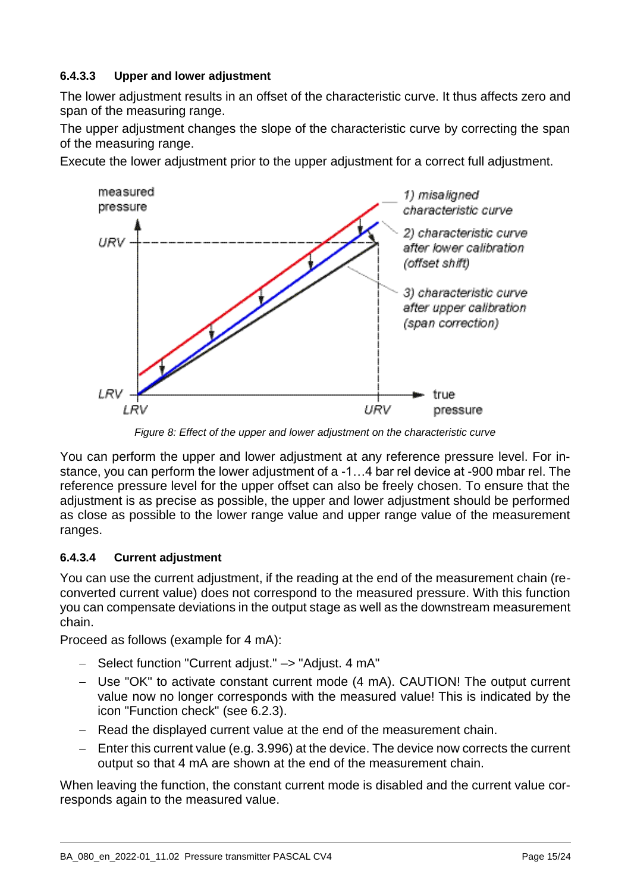#### 6.4.3.3 Upper and lower adjustment

The lower adjustment results in an offset of the characteristic curve. It thus affects zero and span of the measuring range.

The upper adjustment changes the slope of the characteristic curve by correcting the span of the measuring range.

Execute the lower adjustment prior to the upper adjustment for a correct full adjustment.

*Figure 8: Effect of the upper and lower adjustment on the characteristic curve*

You can perform the upper and lower adjustment at any reference pressure level. For instance, you can perform the lower adjustment of a -1…4 bar rel device at -900 mbar rel. The reference pressure level for the upper offset can also be freely chosen. To ensure that the adjustment is as precise as possible, the upper and lower adjustment should be performed as close as possible to the lower range value and upper range value of the measurement ranges.

#### 6.4.3.4 Current adjustment

You can use the current adjustment, if the reading at the end of the measurement chain (reconverted current value) does not correspond to the measured pressure. With this function you can compensate deviations in the output stage as well as the downstream measurement chain.

Proceed as follows (example for 4 mA):

- Select function "Current adjust." –> "Adjust. 4 mA"
- Use "OK" to activate constant current mode (4 mA). CAUTION! The output current value now no longer corresponds with the measured value! This is indicated by the icon "Function check" (see 6.2.3).
- Read the displayed current value at the end of the measurement chain.
- Enter this current value (e.g. 3.996) at the device. The device now corrects the current output so that 4 mA are shown at the end of the measurement chain.

When leaving the function, the constant current mode is disabled and the current value corresponds again to the measured value.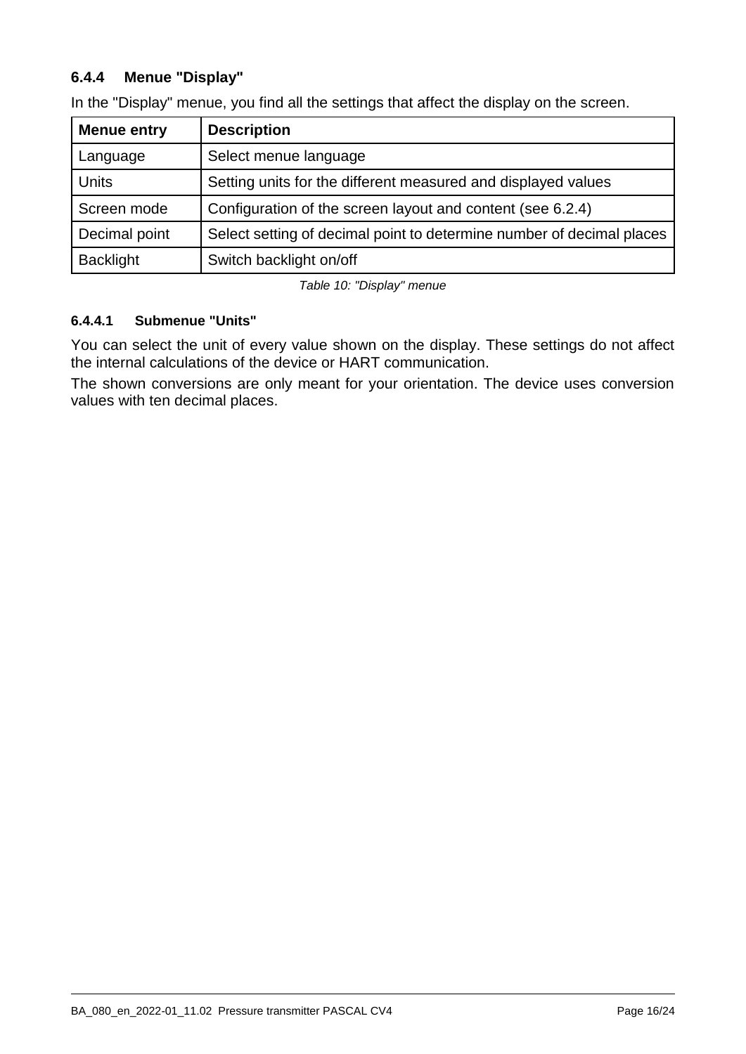### 6.4.4 Menue "Display"

In the "Display" menue, you find all the settings that affect the display on the screen.

| Menue entry | Description |
|---|---|
| Language | Select menue language |
| Units | Setting units for the different measured and displayed values |
| Screen mode | Configuration of the screen layout and content (see 6.2.4) |
| Decimal point | Select setting of decimal point to determine number of decimal places |
| Backlight | Switch backlight on/off |

*Table 10: "Display" menue*

#### 6.4.4.1 Submenue "Units"

You can select the unit of every value shown on the display. These settings do not affect the internal calculations of the device or HART communication.

The shown conversions are only meant for your orientation. The device uses conversion values with ten decimal places.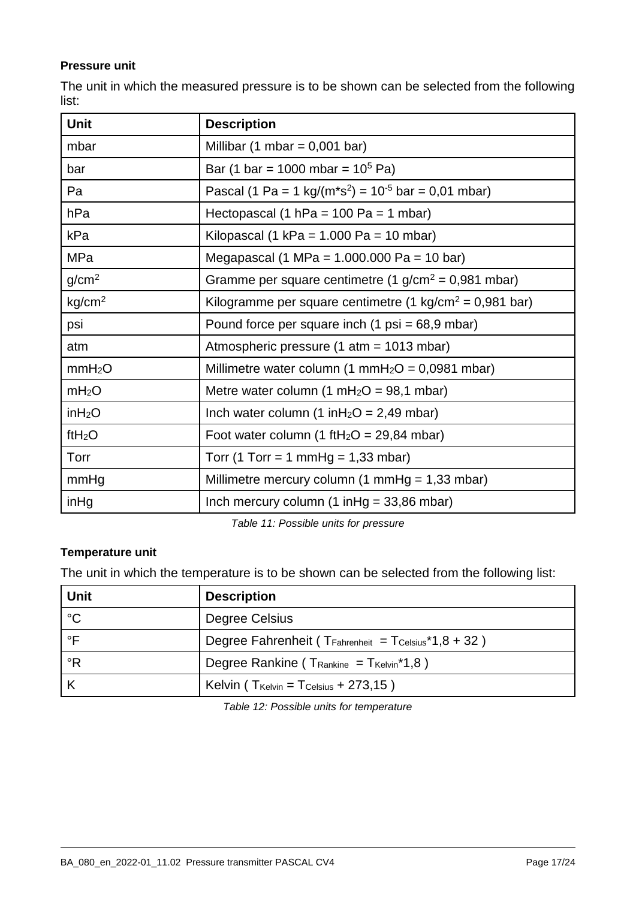**Pressure unit**

The unit in which the measured pressure is to be shown can be selected from the following list:

| Unit | Description |
| --- | --- |
| mbar | Millibar (1 mbar = 0,001 bar) |
| bar | Bar (1 bar = 1000 mbar = $10^5$ Pa) |
| Pa | Pascal (1 Pa = 1 kg/(m*s$^2$) = $10^{-5}$ bar = 0,01 mbar) |
| hPa | Hectopascal (1 hPa = 100 Pa = 1 mbar) |
| kPa | Kilopascal (1 kPa = 1.000 Pa = 10 mbar) |
| MPa | Megapascal (1 MPa = 1.000.000 Pa = 10 bar) |
| g/cm$^2$ | Gramme per square centimetre (1 g/cm$^2$ = 0,981 mbar) |
| kg/cm$^2$ | Kilogramme per square centimetre (1 kg/cm$^2$ = 0,981 bar) |
| psi | Pound force per square inch (1 psi = 68,9 mbar) |
| atm | Atmospheric pressure (1 atm = 1013 mbar) |
| mm$H_2O$ | Millimetre water column (1 mm$H_2O$ = 0,0981 mbar) |
| m$H_2O$ | Metre water column (1 m$H_2O$ = 98,1 mbar) |
| in$H_2O$ | Inch water column (1 in$H_2O$ = 2,49 mbar) |
| ft$H_2O$ | Foot water column (1 ft$H_2O$ = 29,84 mbar) |
| Torr | Torr (1 Torr = 1 mmHg = 1,33 mbar) |
| mmHg | Millimetre mercury column (1 mmHg = 1,33 mbar) |
| inHg | Inch mercury column (1 inHg = 33,86 mbar) |

*Table 11: Possible units for pressure*

**Temperature unit**

The unit in which the temperature is to be shown can be selected from the following list:

| Unit | Description |
| --- | --- |
| °C | Degree Celsius |
| °F | Degree Fahrenheit ( $T_{Fahrenheit} = T_{Celsius}$*1,8 + 32 ) |
| °R | Degree Rankine ( $T_{Rankine} = T_{Kelvin}$*1,8 ) |
| K | Kelvin ( $T_{Kelvin} = T_{Celsius}$ + 273,15 ) |

*Table 12: Possible units for temperature*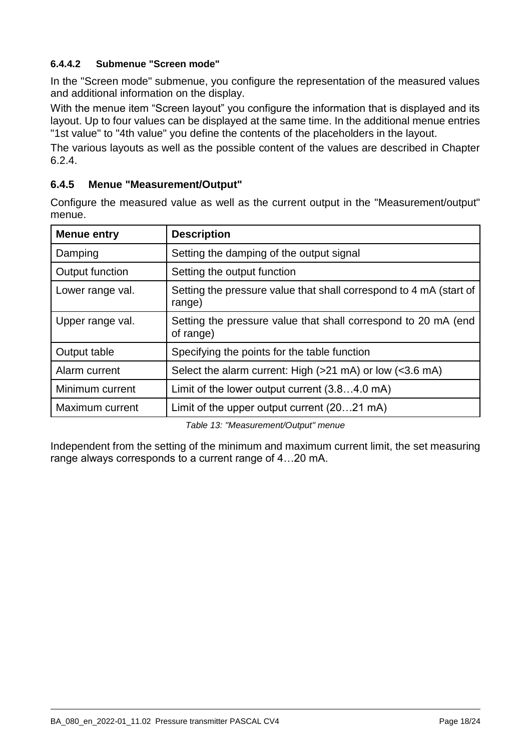#### 6.4.4.2 Submenue "Screen mode"

In the "Screen mode" submenue, you configure the representation of the measured values and additional information on the display.

With the menue item “Screen layout” you configure the information that is displayed and its layout. Up to four values can be displayed at the same time. In the additional menue entries "1st value" to "4th value" you define the contents of the placeholders in the layout.

The various layouts as well as the possible content of the values are described in Chapter 6.2.4.

### 6.4.5 Menue "Measurement/Output"

Configure the measured value as well as the current output in the "Measurement/output" menue.

| Menue entry | Description |
|---|---|
| Damping | Setting the damping of the output signal |
| Output function | Setting the output function |
| Lower range val. | Setting the pressure value that shall correspond to 4 mA (start of range) |
| Upper range val. | Setting the pressure value that shall correspond to 20 mA (end of range) |
| Output table | Specifying the points for the table function |
| Alarm current | Select the alarm current: High (>21 mA) or low (<3.6 mA) |
| Minimum current | Limit of the lower output current (3.8…4.0 mA) |
| Maximum current | Limit of the upper output current (20…21 mA) |

*Table 13: "Measurement/Output" menue*

Independent from the setting of the minimum and maximum current limit, the set measuring range always corresponds to a current range of 4…20 mA.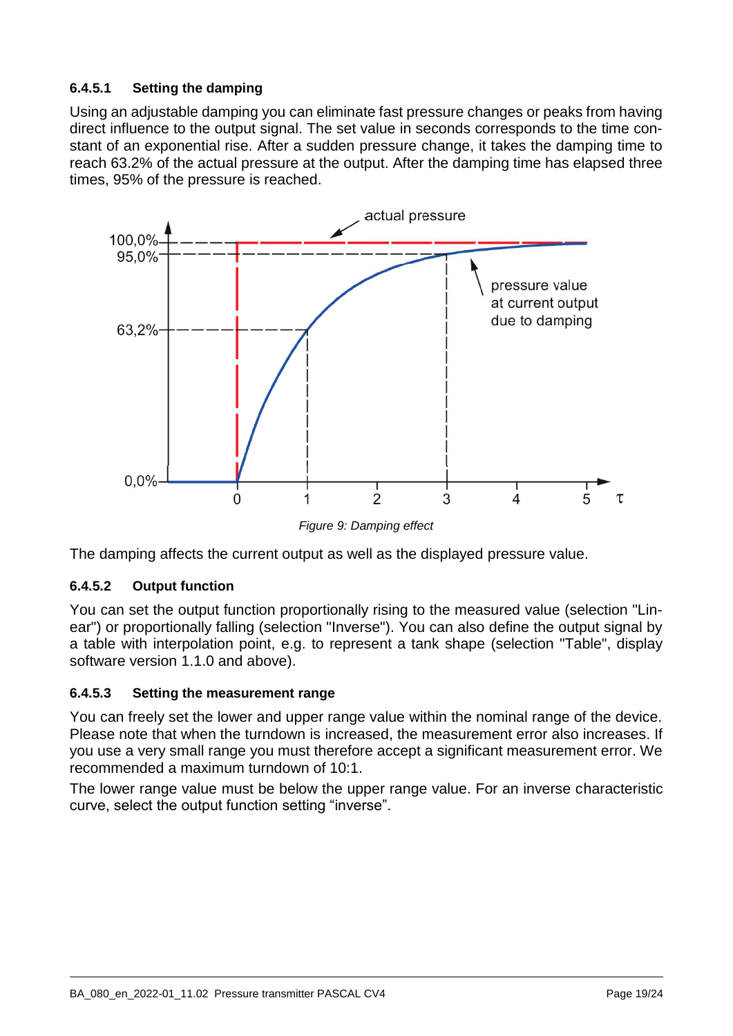#### 6.4.5.1 Setting the damping

Using an adjustable damping you can eliminate fast pressure changes or peaks from having direct influence to the output signal. The set value in seconds corresponds to the time constant of an exponential rise. After a sudden pressure change, it takes the damping time to reach 63.2% of the actual pressure at the output. After the damping time has elapsed three times, 95% of the pressure is reached.

*Figure 9: Damping effect*

The damping affects the current output as well as the displayed pressure value.

#### 6.4.5.2 Output function

You can set the output function proportionally rising to the measured value (selection "Linear") or proportionally falling (selection "Inverse"). You can also define the output signal by a table with interpolation point, e.g. to represent a tank shape (selection "Table", display software version 1.1.0 and above).

#### 6.4.5.3 Setting the measurement range

You can freely set the lower and upper range value within the nominal range of the device. Please note that when the turndown is increased, the measurement error also increases. If you use a very small range you must therefore accept a significant measurement error. We recommended a maximum turndown of 10:1.

The lower range value must be below the upper range value. For an inverse characteristic curve, select the output function setting “inverse”.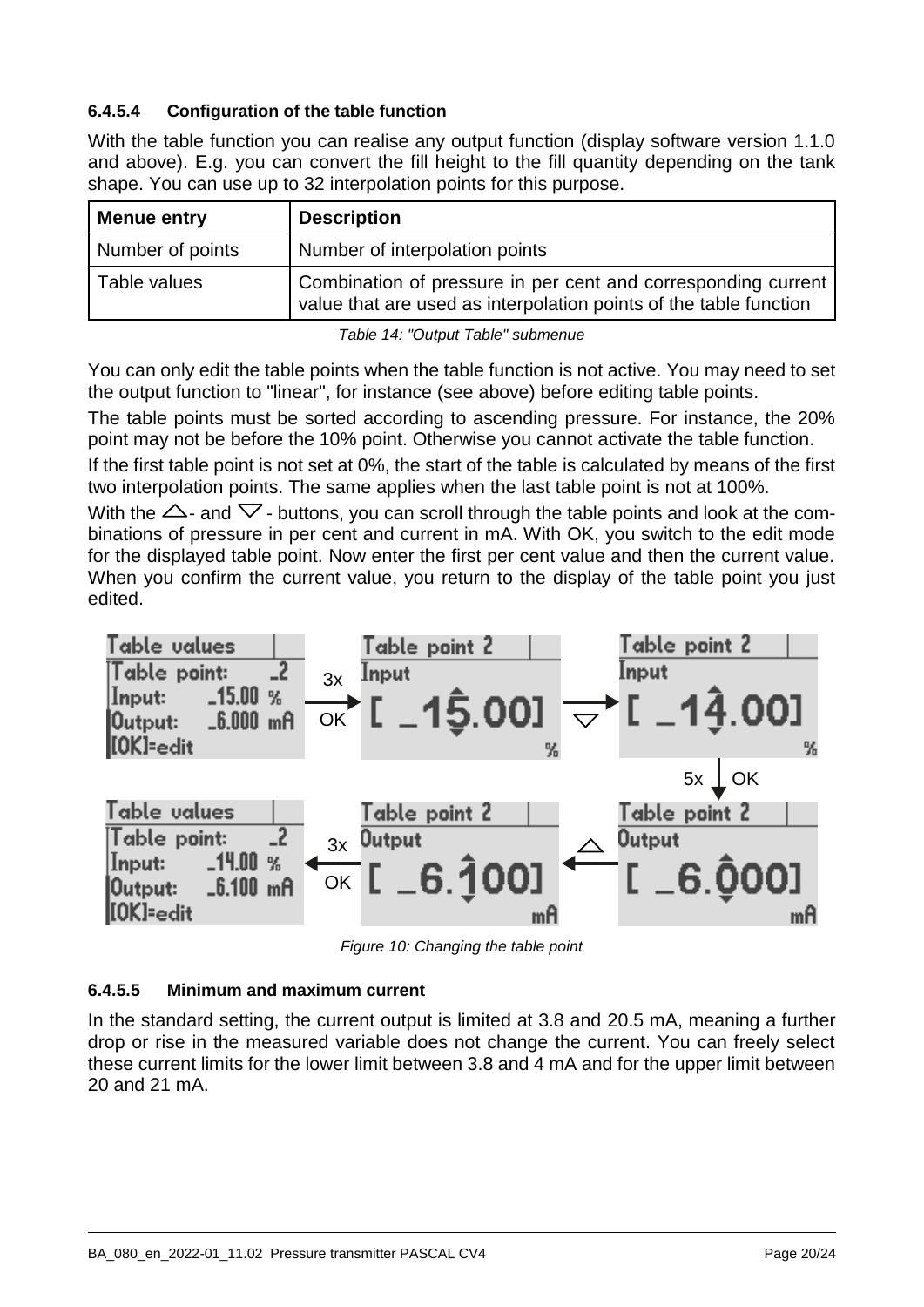#### 6.4.5.4 Configuration of the table function

With the table function you can realise any output function (display software version 1.1.0 and above). E.g. you can convert the fill height to the fill quantity depending on the tank shape. You can use up to 32 interpolation points for this purpose.

| Menue entry | Description |
| --- | --- |
| Number of points | Number of interpolation points |
| Table values | Combination of pressure in per cent and corresponding current value that are used as interpolation points of the table function |

*Table 14: "Output Table" submenue*

You can only edit the table points when the table function is not active. You may need to set the output function to "linear", for instance (see above) before editing table points.

The table points must be sorted according to ascending pressure. For instance, the 20% point may not be before the 10% point. Otherwise you cannot activate the table function.

If the first table point is not set at 0%, the start of the table is calculated by means of the first two interpolation points. The same applies when the last table point is not at 100%.

With the △- and ▽- buttons, you can scroll through the table points and look at the combinations of pressure in per cent and current in mA. With OK, you switch to the edit mode for the displayed table point. Now enter the first per cent value and then the current value. When you confirm the current value, you return to the display of the table point you just edited.

*Figure 10: Changing the table point*

#### 6.4.5.5 Minimum and maximum current

In the standard setting, the current output is limited at 3.8 and 20.5 mA, meaning a further drop or rise in the measured variable does not change the current. You can freely select these current limits for the lower limit between 3.8 and 4 mA and for the upper limit between 20 and 21 mA.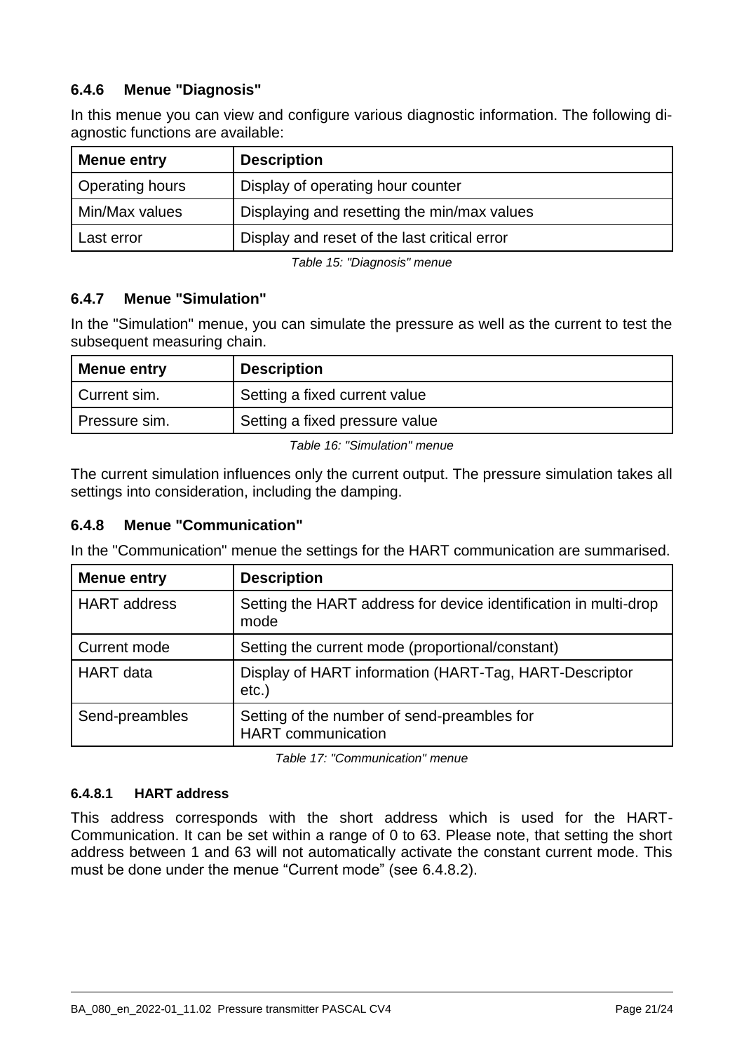### 6.4.6 Menue "Diagnosis"

In this menue you can view and configure various diagnostic information. The following diagnostic functions are available:

| Menue entry | Description |
| --- | --- |
| Operating hours | Display of operating hour counter |
| Min/Max values | Displaying and resetting the min/max values |
| Last error | Display and reset of the last critical error |

*Table 15: "Diagnosis" menue*

### 6.4.7 Menue "Simulation"

In the "Simulation" menue, you can simulate the pressure as well as the current to test the subsequent measuring chain.

| Menue entry | Description |
| --- | --- |
| Current sim. | Setting a fixed current value |
| Pressure sim. | Setting a fixed pressure value |

*Table 16: "Simulation" menue*

The current simulation influences only the current output. The pressure simulation takes all settings into consideration, including the damping.

### 6.4.8 Menue "Communication"

In the "Communication" menue the settings for the HART communication are summarised.

| Menue entry | Description |
| --- | --- |
| HART address | Setting the HART address for device identification in multi-drop mode |
| Current mode | Setting the current mode (proportional/constant) |
| HART data | Display of HART information (HART-Tag, HART-Descriptor etc.) |
| Send-preambles | Setting of the number of send-preambles for HART communication |

*Table 17: "Communication" menue*

#### 6.4.8.1 HART address

This address corresponds with the short address which is used for the HART-Communication. It can be set within a range of 0 to 63. Please note, that setting the short address between 1 and 63 will not automatically activate the constant current mode. This must be done under the menue “Current mode” (see 6.4.8.2).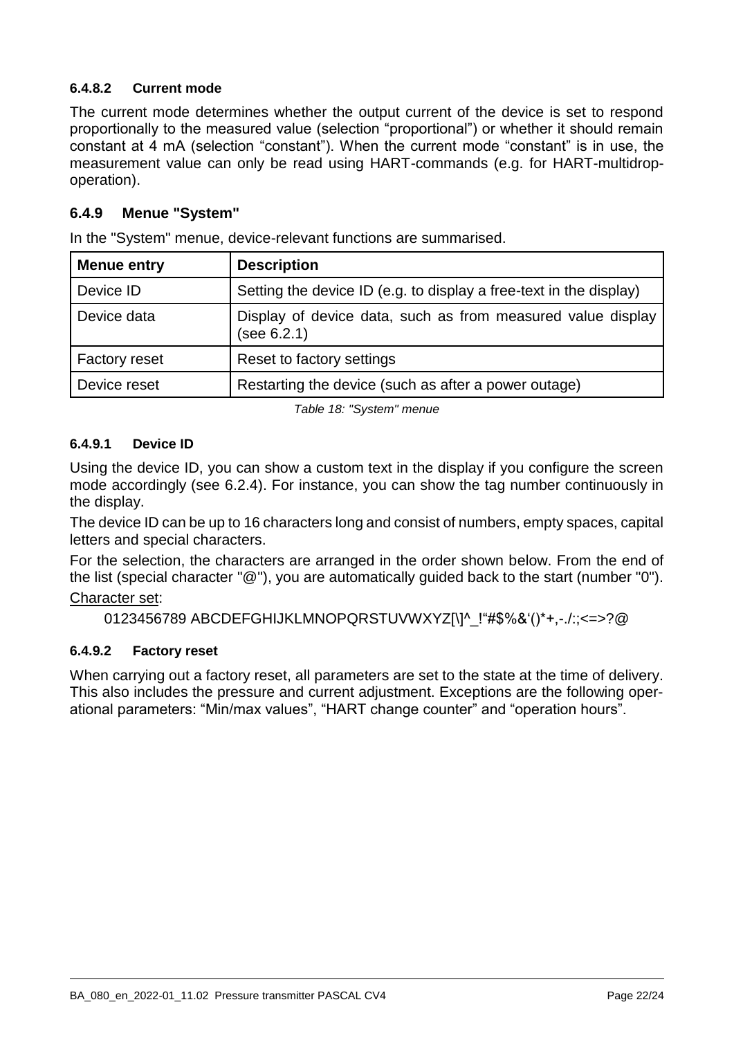#### 6.4.8.2 Current mode

The current mode determines whether the output current of the device is set to respond proportionally to the measured value (selection “proportional”) or whether it should remain constant at 4 mA (selection “constant”). When the current mode “constant” is in use, the measurement value can only be read using HART-commands (e.g. for HART-multidrop-operation).

### 6.4.9 Menue "System"

In the "System" menue, device-relevant functions are summarised.

| Menue entry | Description |
|---|---|
| Device ID | Setting the device ID (e.g. to display a free-text in the display) |
| Device data | Display of device data, such as from measured value display (see 6.2.1) |
| Factory reset | Reset to factory settings |
| Device reset | Restarting the device (such as after a power outage) |

*Table 18: "System" menue*

#### 6.4.9.1 Device ID

Using the device ID, you can show a custom text in the display if you configure the screen mode accordingly (see 6.2.4). For instance, you can show the tag number continuously in the display.

The device ID can be up to 16 characters long and consist of numbers, empty spaces, capital letters and special characters.

For the selection, the characters are arranged in the order shown below. From the end of the list (special character "@"), you are automatically guided back to the start (number "0").

Character set:

0123456789 ABCDEFGHIJKLMNOPQRSTUVWXYZ[\]^_!“#$%&‘()*+,-./:;<=>?@

#### 6.4.9.2 Factory reset

When carrying out a factory reset, all parameters are set to the state at the time of delivery. This also includes the pressure and current adjustment. Exceptions are the following operational parameters: “Min/max values”, “HART change counter” and “operation hours”.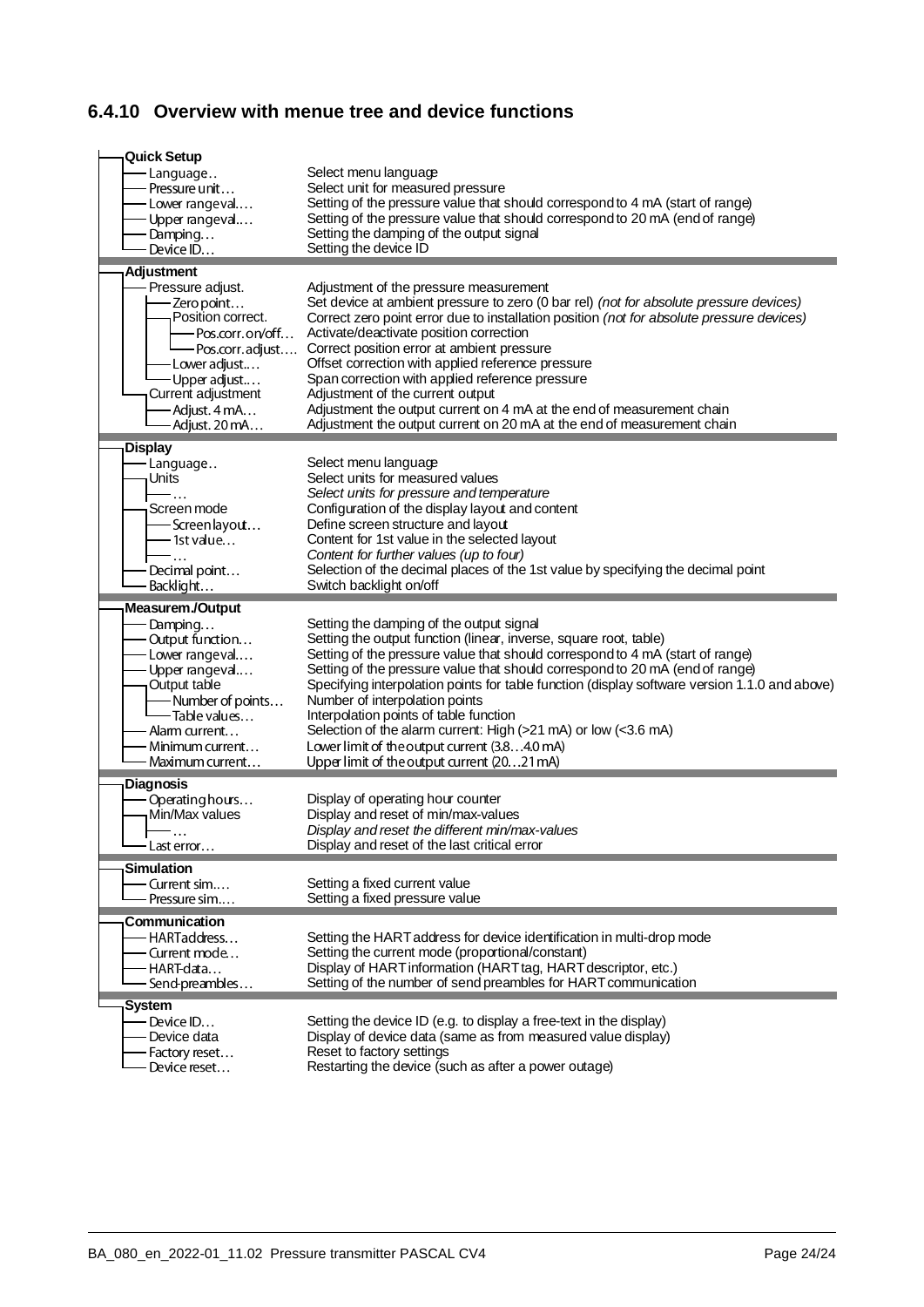### 6.4.10 Overview with menue tree and device functions

| | |
|---|---|
| **Quick Setup** | |
| Language.. | Select menu language |
| Pressure unit… | Select unit for measured pressure |
| Lower range val.… | Setting of the pressure value that should correspond to 4 mA (start of range) |
| Upper range val.… | Setting of the pressure value that should correspond to 20 mA (end of range) |
| Damping… | Setting the damping of the output signal |
| Device ID… | Setting the device ID |
| **Adjustment** | |
| Pressure adjust. | Adjustment of the pressure measurement |
| Zero point… | Set device at ambient pressure to zero (0 bar rel) *(not for absolute pressure devices)* |
| Position correct. | Correct zero point error due to installation position *(not for absolute pressure devices)* |
| Pos.corr. on/off… | Activate/deactivate position correction |
| Pos.corr. adjust…. | Correct position error at ambient pressure |
| Lower adjust.… | Offset correction with applied reference pressure |
| Upper adjust.… | Span correction with applied reference pressure |
| Current adjustment | Adjustment of the current output |
| Adjust. 4 mA… | Adjustment the output current on 4 mA at the end of measurement chain |
| Adjust. 20 mA… | Adjustment the output current on 20 mA at the end of measurement chain |
| **Display** | |
| Language.. | Select menu language |
| Units | Select units for measured values |
| … | *Select units for pressure and temperature* |
| Screen mode | Configuration of the display layout and content |
| Screen layout… | Define screen structure and layout |
| 1st value… | Content for 1st value in the selected layout |
| … | *Content for further values (up to four)* |
| Decimal point… | Selection of the decimal places of the 1st value by specifying the decimal point |
| Backlight… | Switch backlight on/off |
| **Measurem./Output** | |
| Damping… | Setting the damping of the output signal |
| Output function… | Setting the output function (linear, inverse, square root, table) |
| Lower range val.… | Setting of the pressure value that should correspond to 4 mA (start of range) |
| Upper range val.… | Setting of the pressure value that should correspond to 20 mA (end of range) |
| Output table | Specifying interpolation points for table function (display software version 1.1.0 and above) |
| Number of points… | Number of interpolation points |
| Table values… | Interpolation points of table function |
| Alarm current… | Selection of the alarm current: High (>21 mA) or low (<3.6 mA) |
| Minimum current… | Lower limit of the output current (3.8…4.0 mA) |
| Maximum current… | Upper limit of the output current (20…21 mA) |
| **Diagnosis** | |
| Operating hours… | Display of operating hour counter |
| Min/Max values | Display and reset of min/max-values |
| … | *Display and reset the different min/max-values* |
| Last error… | Display and reset of the last critical error |
| **Simulation** | |
| Current sim.… | Setting a fixed current value |
| Pressure sim.… | Setting a fixed pressure value |
| **Communication** | |
| HART address… | Setting the HART address for device identification in multi-drop mode |
| Current mode… | Setting the current mode (proportional/constant) |
| HART-data… | Display of HART information (HART tag, HART descriptor, etc.) |
| Send-preambles… | Setting of the number of send preambles for HART communication |
| **System** | |
| Device ID… | Setting the device ID (e.g. to display a free-text in the display) |
| Device data | Display of device data (same as from measured value display) |
| Factory reset… | Reset to factory settings |
| Device reset… | Restarting the device (such as after a power outage) |

BA_080_en_2022-01_11.02 Pressure transmitter PASCAL CV4